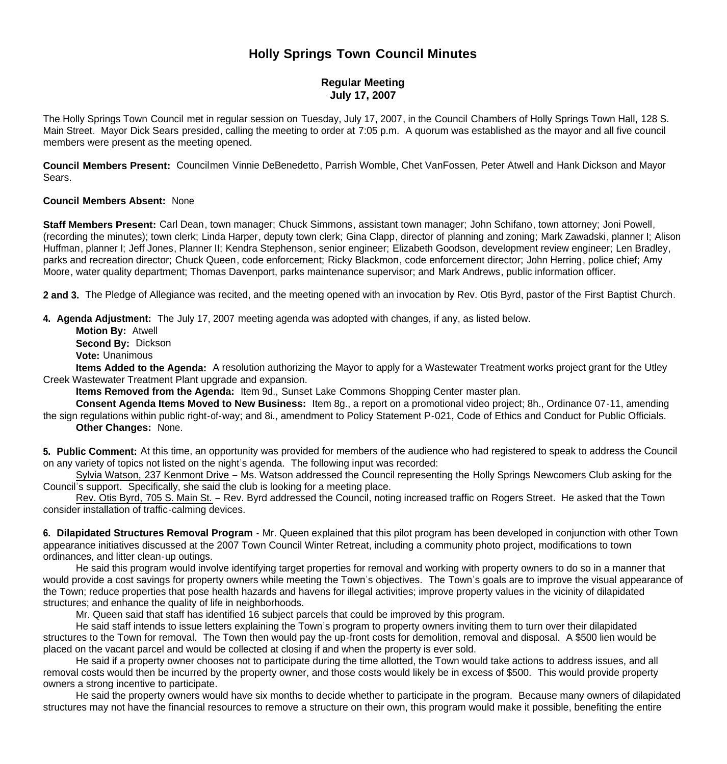# Holly Springs Town Council Minutes

## Regular Meeting
## July 17, 2007

The Holly Springs Town Council met in regular session on Tuesday, July 17, 2007, in the Council Chambers of Holly Springs Town Hall, 128 S. Main Street. Mayor Dick Sears presided, calling the meeting to order at 7:05 p.m. A quorum was established as the mayor and all five council members were present as the meeting opened.

**Council Members Present:** Councilmen Vinnie DeBenedetto, Parrish Womble, Chet VanFossen, Peter Atwell and Hank Dickson and Mayor Sears.

**Council Members Absent:** None

**Staff Members Present:** Carl Dean, town manager; Chuck Simmons, assistant town manager; John Schifano, town attorney; Joni Powell, (recording the minutes); town clerk; Linda Harper, deputy town clerk; Gina Clapp, director of planning and zoning; Mark Zawadski, planner I; Alison Huffman, planner I; Jeff Jones, Planner II; Kendra Stephenson, senior engineer; Elizabeth Goodson, development review engineer; Len Bradley, parks and recreation director; Chuck Queen, code enforcement; Ricky Blackmon, code enforcement director; John Herring, police chief; Amy Moore, water quality department; Thomas Davenport, parks maintenance supervisor; and Mark Andrews, public information officer.

**2 and 3.** The Pledge of Allegiance was recited, and the meeting opened with an invocation by Rev. Otis Byrd, pastor of the First Baptist Church.

**4. Agenda Adjustment:** The July 17, 2007 meeting agenda was adopted with changes, if any, as listed below.

**Motion By:** Atwell
**Second By:** Dickson
**Vote:** Unanimous

**Items Added to the Agenda:** A resolution authorizing the Mayor to apply for a Wastewater Treatment works project grant for the Utley Creek Wastewater Treatment Plant upgrade and expansion.

**Items Removed from the Agenda:** Item 9d., Sunset Lake Commons Shopping Center master plan.

**Consent Agenda Items Moved to New Business:** Item 8g., a report on a promotional video project; 8h., Ordinance 07-11, amending the sign regulations within public right-of-way; and 8i., amendment to Policy Statement P-021, Code of Ethics and Conduct for Public Officials.

**Other Changes:** None.

**5. Public Comment:** At this time, an opportunity was provided for members of the audience who had registered to speak to address the Council on any variety of topics not listed on the night's agenda. The following input was recorded:

Sylvia Watson, 237 Kenmont Drive – Ms. Watson addressed the Council representing the Holly Springs Newcomers Club asking for the Council's support. Specifically, she said the club is looking for a meeting place.

Rev. Otis Byrd, 705 S. Main St. – Rev. Byrd addressed the Council, noting increased traffic on Rogers Street. He asked that the Town consider installation of traffic-calming devices.

**6. Dilapidated Structures Removal Program -** Mr. Queen explained that this pilot program has been developed in conjunction with other Town appearance initiatives discussed at the 2007 Town Council Winter Retreat, including a community photo project, modifications to town ordinances, and litter clean-up outings.

He said this program would involve identifying target properties for removal and working with property owners to do so in a manner that would provide a cost savings for property owners while meeting the Town's objectives. The Town's goals are to improve the visual appearance of the Town; reduce properties that pose health hazards and havens for illegal activities; improve property values in the vicinity of dilapidated structures; and enhance the quality of life in neighborhoods.

Mr. Queen said that staff has identified 16 subject parcels that could be improved by this program.

He said staff intends to issue letters explaining the Town's program to property owners inviting them to turn over their dilapidated structures to the Town for removal. The Town then would pay the up-front costs for demolition, removal and disposal. A $500 lien would be placed on the vacant parcel and would be collected at closing if and when the property is ever sold.

He said if a property owner chooses not to participate during the time allotted, the Town would take actions to address issues, and all removal costs would then be incurred by the property owner, and those costs would likely be in excess of $500. This would provide property owners a strong incentive to participate.

He said the property owners would have six months to decide whether to participate in the program. Because many owners of dilapidated structures may not have the financial resources to remove a structure on their own, this program would make it possible, benefiting the entire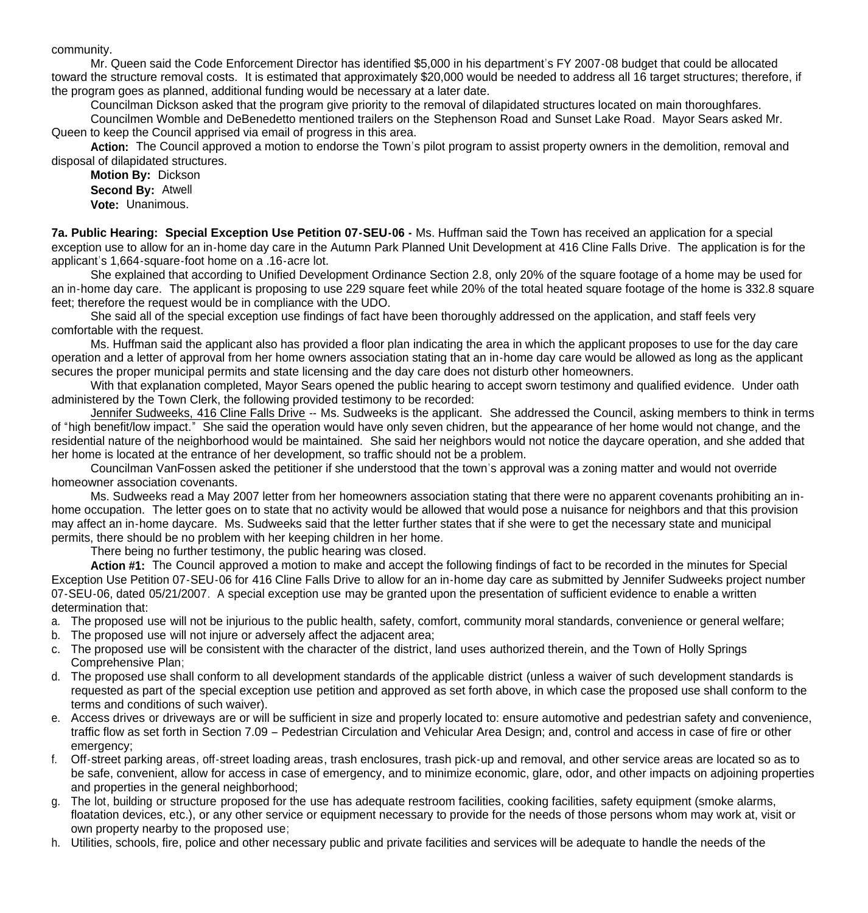community.

Mr. Queen said the Code Enforcement Director has identified $5,000 in his department's FY 2007-08 budget that could be allocated toward the structure removal costs. It is estimated that approximately $20,000 would be needed to address all 16 target structures; therefore, if the program goes as planned, additional funding would be necessary at a later date.

Councilman Dickson asked that the program give priority to the removal of dilapidated structures located on main thoroughfares.

Councilmen Womble and DeBenedetto mentioned trailers on the Stephenson Road and Sunset Lake Road. Mayor Sears asked Mr. Queen to keep the Council apprised via email of progress in this area.

**Action:** The Council approved a motion to endorse the Town's pilot program to assist property owners in the demolition, removal and disposal of dilapidated structures.

**Motion By:** Dickson
**Second By:** Atwell
**Vote:** Unanimous.

**7a. Public Hearing: Special Exception Use Petition 07-SEU-06 -** Ms. Huffman said the Town has received an application for a special exception use to allow for an in-home day care in the Autumn Park Planned Unit Development at 416 Cline Falls Drive. The application is for the applicant's 1,664-square-foot home on a .16-acre lot.

She explained that according to Unified Development Ordinance Section 2.8, only 20% of the square footage of a home may be used for an in-home day care. The applicant is proposing to use 229 square feet while 20% of the total heated square footage of the home is 332.8 square feet; therefore the request would be in compliance with the UDO.

She said all of the special exception use findings of fact have been thoroughly addressed on the application, and staff feels very comfortable with the request.

Ms. Huffman said the applicant also has provided a floor plan indicating the area in which the applicant proposes to use for the day care operation and a letter of approval from her home owners association stating that an in-home day care would be allowed as long as the applicant secures the proper municipal permits and state licensing and the day care does not disturb other homeowners.

With that explanation completed, Mayor Sears opened the public hearing to accept sworn testimony and qualified evidence. Under oath administered by the Town Clerk, the following provided testimony to be recorded:

Jennifer Sudweeks, 416 Cline Falls Drive -- Ms. Sudweeks is the applicant. She addressed the Council, asking members to think in terms of "high benefit/low impact." She said the operation would have only seven chidren, but the appearance of her home would not change, and the residential nature of the neighborhood would be maintained. She said her neighbors would not notice the daycare operation, and she added that her home is located at the entrance of her development, so traffic should not be a problem.

Councilman VanFossen asked the petitioner if she understood that the town's approval was a zoning matter and would not override homeowner association covenants.

Ms. Sudweeks read a May 2007 letter from her homeowners association stating that there were no apparent covenants prohibiting an in-home occupation. The letter goes on to state that no activity would be allowed that would pose a nuisance for neighbors and that this provision may affect an in-home daycare. Ms. Sudweeks said that the letter further states that if she were to get the necessary state and municipal permits, there should be no problem with her keeping children in her home.

There being no further testimony, the public hearing was closed.

**Action #1:** The Council approved a motion to make and accept the following findings of fact to be recorded in the minutes for Special Exception Use Petition 07-SEU-06 for 416 Cline Falls Drive to allow for an in-home day care as submitted by Jennifer Sudweeks project number 07-SEU-06, dated 05/21/2007. A special exception use may be granted upon the presentation of sufficient evidence to enable a written determination that:

a. The proposed use will not be injurious to the public health, safety, comfort, community moral standards, convenience or general welfare;
b. The proposed use will not injure or adversely affect the adjacent area;
c. The proposed use will be consistent with the character of the district, land uses authorized therein, and the Town of Holly Springs Comprehensive Plan;
d. The proposed use shall conform to all development standards of the applicable district (unless a waiver of such development standards is requested as part of the special exception use petition and approved as set forth above, in which case the proposed use shall conform to the terms and conditions of such waiver).
e. Access drives or driveways are or will be sufficient in size and properly located to: ensure automotive and pedestrian safety and convenience, traffic flow as set forth in Section 7.09 – Pedestrian Circulation and Vehicular Area Design; and, control and access in case of fire or other emergency;
f. Off-street parking areas, off-street loading areas, trash enclosures, trash pick-up and removal, and other service areas are located so as to be safe, convenient, allow for access in case of emergency, and to minimize economic, glare, odor, and other impacts on adjoining properties and properties in the general neighborhood;
g. The lot, building or structure proposed for the use has adequate restroom facilities, cooking facilities, safety equipment (smoke alarms, floatation devices, etc.), or any other service or equipment necessary to provide for the needs of those persons whom may work at, visit or own property nearby to the proposed use;
h. Utilities, schools, fire, police and other necessary public and private facilities and services will be adequate to handle the needs of the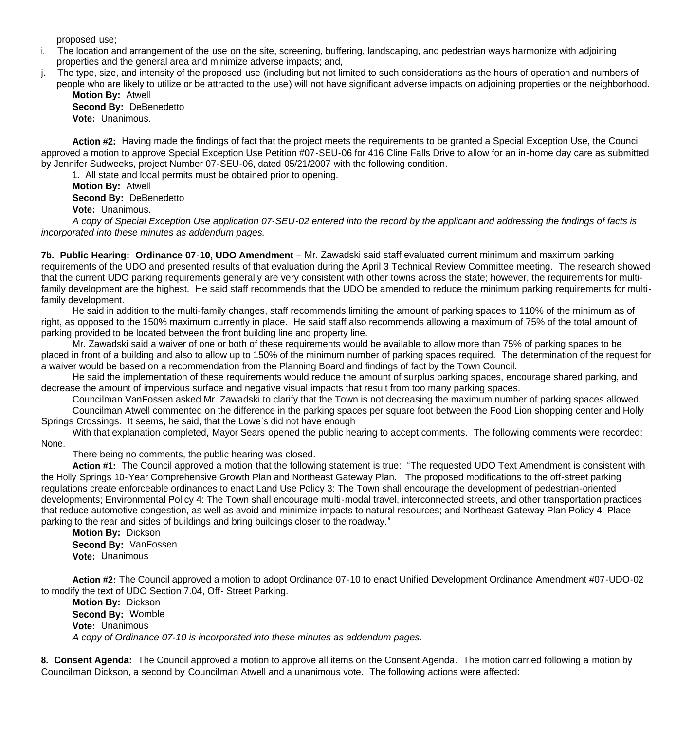proposed use;

i. The location and arrangement of the use on the site, screening, buffering, landscaping, and pedestrian ways harmonize with adjoining properties and the general area and minimize adverse impacts; and,
j. The type, size, and intensity of the proposed use (including but not limited to such considerations as the hours of operation and numbers of people who are likely to utilize or be attracted to the use) will not have significant adverse impacts on adjoining properties or the neighborhood.

**Motion By:** Atwell
**Second By:** DeBenedetto
**Vote:** Unanimous.

**Action #2:** Having made the findings of fact that the project meets the requirements to be granted a Special Exception Use, the Council approved a motion to approve Special Exception Use Petition #07-SEU-06 for 416 Cline Falls Drive to allow for an in-home day care as submitted by Jennifer Sudweeks, project Number 07-SEU-06, dated 05/21/2007 with the following condition.

1. All state and local permits must be obtained prior to opening.

**Motion By:** Atwell
**Second By:** DeBenedetto
**Vote:** Unanimous.

*A copy of Special Exception Use application 07-SEU-02 entered into the record by the applicant and addressing the findings of facts is incorporated into these minutes as addendum pages.*

**7b. Public Hearing: Ordinance 07-10, UDO Amendment –** Mr. Zawadski said staff evaluated current minimum and maximum parking requirements of the UDO and presented results of that evaluation during the April 3 Technical Review Committee meeting. The research showed that the current UDO parking requirements generally are very consistent with other towns across the state; however, the requirements for multi-family development are the highest. He said staff recommends that the UDO be amended to reduce the minimum parking requirements for multi-family development.

He said in addition to the multi-family changes, staff recommends limiting the amount of parking spaces to 110% of the minimum as of right, as opposed to the 150% maximum currently in place. He said staff also recommends allowing a maximum of 75% of the total amount of parking provided to be located between the front building line and property line.

Mr. Zawadski said a waiver of one or both of these requirements would be available to allow more than 75% of parking spaces to be placed in front of a building and also to allow up to 150% of the minimum number of parking spaces required. The determination of the request for a waiver would be based on a recommendation from the Planning Board and findings of fact by the Town Council.

He said the implementation of these requirements would reduce the amount of surplus parking spaces, encourage shared parking, and decrease the amount of impervious surface and negative visual impacts that result from too many parking spaces.

Councilman VanFossen asked Mr. Zawadski to clarify that the Town is not decreasing the maximum number of parking spaces allowed.

Councilman Atwell commented on the difference in the parking spaces per square foot between the Food Lion shopping center and Holly Springs Crossings. It seems, he said, that the Lowe's did not have enough

With that explanation completed, Mayor Sears opened the public hearing to accept comments. The following comments were recorded: None.

There being no comments, the public hearing was closed.

**Action #1:** The Council approved a motion that the following statement is true: "The requested UDO Text Amendment is consistent with the Holly Springs 10-Year Comprehensive Growth Plan and Northeast Gateway Plan. The proposed modifications to the off-street parking regulations create enforceable ordinances to enact Land Use Policy 3: The Town shall encourage the development of pedestrian-oriented developments; Environmental Policy 4: The Town shall encourage multi-modal travel, interconnected streets, and other transportation practices that reduce automotive congestion, as well as avoid and minimize impacts to natural resources; and Northeast Gateway Plan Policy 4: Place parking to the rear and sides of buildings and bring buildings closer to the roadway."

**Motion By:** Dickson
**Second By:** VanFossen
**Vote:** Unanimous

**Action #2:** The Council approved a motion to adopt Ordinance 07-10 to enact Unified Development Ordinance Amendment #07-UDO-02 to modify the text of UDO Section 7.04, Off- Street Parking.

**Motion By:** Dickson
**Second By:** Womble
**Vote:** Unanimous

*A copy of Ordinance 07-10 is incorporated into these minutes as addendum pages.*

**8. Consent Agenda:** The Council approved a motion to approve all items on the Consent Agenda. The motion carried following a motion by Councilman Dickson, a second by Councilman Atwell and a unanimous vote. The following actions were affected: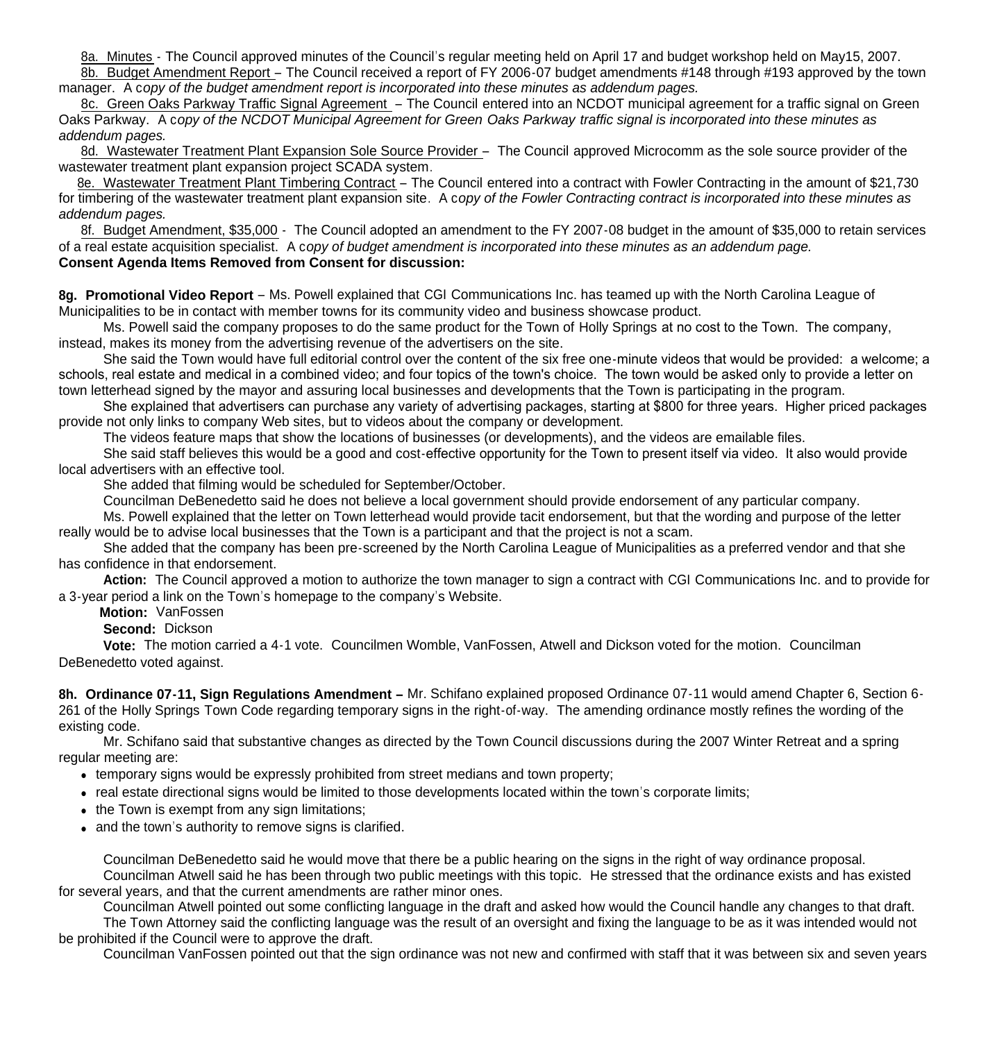8a. Minutes - The Council approved minutes of the Council's regular meeting held on April 17 and budget workshop held on May15, 2007.

8b. Budget Amendment Report – The Council received a report of FY 2006-07 budget amendments #148 through #193 approved by the town manager. A c*opy of the budget amendment report is incorporated into these minutes as addendum pages.*

8c. Green Oaks Parkway Traffic Signal Agreement – The Council entered into an NCDOT municipal agreement for a traffic signal on Green Oaks Parkway. A c*opy of the NCDOT Municipal Agreement for Green Oaks Parkway traffic signal is incorporated into these minutes as addendum pages.*

8d. Wastewater Treatment Plant Expansion Sole Source Provider – The Council approved Microcomm as the sole source provider of the wastewater treatment plant expansion project SCADA system.

8e. Wastewater Treatment Plant Timbering Contract – The Council entered into a contract with Fowler Contracting in the amount of $21,730 for timbering of the wastewater treatment plant expansion site. A c*opy of the Fowler Contracting contract is incorporated into these minutes as addendum pages.*

8f. Budget Amendment, $35,000 - The Council adopted an amendment to the FY 2007-08 budget in the amount of $35,000 to retain services of a real estate acquisition specialist. A c*opy of budget amendment is incorporated into these minutes as an addendum page.*

**Consent Agenda Items Removed from Consent for discussion:**

**8g. Promotional Video Report** – Ms. Powell explained that CGI Communications Inc. has teamed up with the North Carolina League of Municipalities to be in contact with member towns for its community video and business showcase product.

Ms. Powell said the company proposes to do the same product for the Town of Holly Springs at no cost to the Town. The company, instead, makes its money from the advertising revenue of the advertisers on the site.

She said the Town would have full editorial control over the content of the six free one-minute videos that would be provided: a welcome; a schools, real estate and medical in a combined video; and four topics of the town's choice. The town would be asked only to provide a letter on town letterhead signed by the mayor and assuring local businesses and developments that the Town is participating in the program.

She explained that advertisers can purchase any variety of advertising packages, starting at $800 for three years. Higher priced packages provide not only links to company Web sites, but to videos about the company or development.

The videos feature maps that show the locations of businesses (or developments), and the videos are emailable files.

She said staff believes this would be a good and cost-effective opportunity for the Town to present itself via video. It also would provide local advertisers with an effective tool.

She added that filming would be scheduled for September/October.

Councilman DeBenedetto said he does not believe a local government should provide endorsement of any particular company.

Ms. Powell explained that the letter on Town letterhead would provide tacit endorsement, but that the wording and purpose of the letter really would be to advise local businesses that the Town is a participant and that the project is not a scam.

She added that the company has been pre-screened by the North Carolina League of Municipalities as a preferred vendor and that she has confidence in that endorsement.

**Action:** The Council approved a motion to authorize the town manager to sign a contract with CGI Communications Inc. and to provide for a 3-year period a link on the Town's homepage to the company's Website.

**Motion:** VanFossen

**Second:** Dickson

**Vote:** The motion carried a 4-1 vote. Councilmen Womble, VanFossen, Atwell and Dickson voted for the motion. Councilman DeBenedetto voted against.

**8h. Ordinance 07-11, Sign Regulations Amendment –** Mr. Schifano explained proposed Ordinance 07-11 would amend Chapter 6, Section 6-261 of the Holly Springs Town Code regarding temporary signs in the right-of-way. The amending ordinance mostly refines the wording of the existing code.

Mr. Schifano said that substantive changes as directed by the Town Council discussions during the 2007 Winter Retreat and a spring regular meeting are:

- temporary signs would be expressly prohibited from street medians and town property;
- real estate directional signs would be limited to those developments located within the town's corporate limits;
- the Town is exempt from any sign limitations;
- and the town's authority to remove signs is clarified.

Councilman DeBenedetto said he would move that there be a public hearing on the signs in the right of way ordinance proposal.

Councilman Atwell said he has been through two public meetings with this topic. He stressed that the ordinance exists and has existed for several years, and that the current amendments are rather minor ones.

Councilman Atwell pointed out some conflicting language in the draft and asked how would the Council handle any changes to that draft.

The Town Attorney said the conflicting language was the result of an oversight and fixing the language to be as it was intended would not be prohibited if the Council were to approve the draft.

Councilman VanFossen pointed out that the sign ordinance was not new and confirmed with staff that it was between six and seven years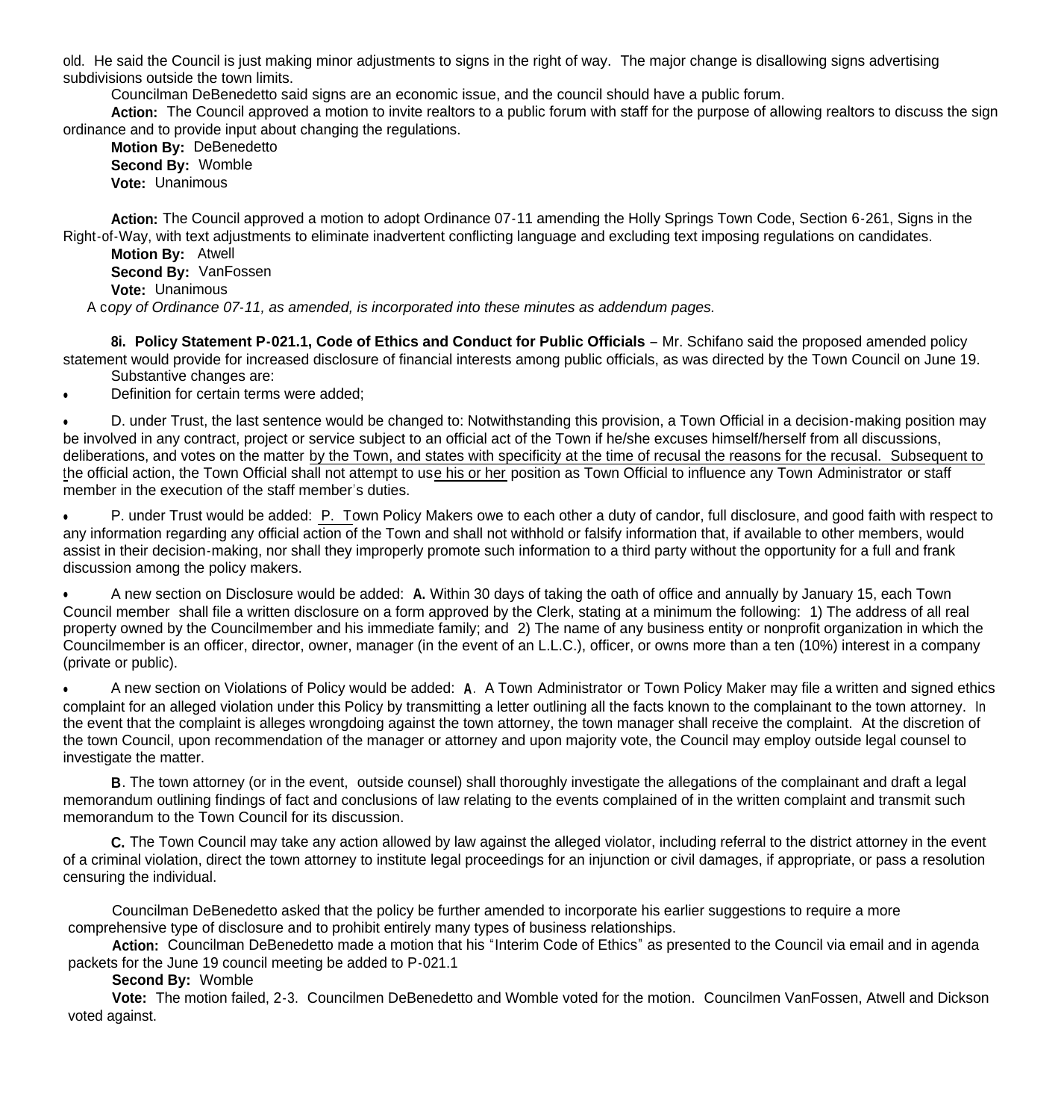old. He said the Council is just making minor adjustments to signs in the right of way. The major change is disallowing signs advertising subdivisions outside the town limits.

Councilman DeBenedetto said signs are an economic issue, and the council should have a public forum.

**Action:** The Council approved a motion to invite realtors to a public forum with staff for the purpose of allowing realtors to discuss the sign ordinance and to provide input about changing the regulations.

**Motion By:** DeBenedetto
**Second By:** Womble
**Vote:** Unanimous

**Action:** The Council approved a motion to adopt Ordinance 07-11 amending the Holly Springs Town Code, Section 6-261, Signs in the Right-of-Way, with text adjustments to eliminate inadvertent conflicting language and excluding text imposing regulations on candidates.

**Motion By:** Atwell
**Second By:** VanFossen
**Vote:** Unanimous

A c*opy of Ordinance 07-11, as amended, is incorporated into these minutes as addendum pages.*

**8i. Policy Statement P-021.1, Code of Ethics and Conduct for Public Officials** – Mr. Schifano said the proposed amended policy statement would provide for increased disclosure of financial interests among public officials, as was directed by the Town Council on June 19.

Substantive changes are:

- Definition for certain terms were added;
- D. under Trust, the last sentence would be changed to: Notwithstanding this provision, a Town Official in a decision-making position may be involved in any contract, project or service subject to an official act of the Town if he/she excuses himself/herself from all discussions, deliberations, and votes on the matter <u>by the Town, and states with specificity at the time of recusal the reasons for the recusal. Subsequent to t</u>he official action, the Town Official shall not attempt to us<u>e his or her</u> position as Town Official to influence any Town Administrator or staff member in the execution of the staff member's duties.
- P. under Trust would be added: <u>P. T</u>own Policy Makers owe to each other a duty of candor, full disclosure, and good faith with respect to any information regarding any official action of the Town and shall not withhold or falsify information that, if available to other members, would assist in their decision-making, nor shall they improperly promote such information to a third party without the opportunity for a full and frank discussion among the policy makers.
- A new section on Disclosure would be added: **A.** Within 30 days of taking the oath of office and annually by January 15, each Town Council member shall file a written disclosure on a form approved by the Clerk, stating at a minimum the following: 1) The address of all real property owned by the Councilmember and his immediate family; and 2) The name of any business entity or nonprofit organization in which the Councilmember is an officer, director, owner, manager (in the event of an L.L.C.), officer, or owns more than a ten (10%) interest in a company (private or public).
- A new section on Violations of Policy would be added: **A**. A Town Administrator or Town Policy Maker may file a written and signed ethics complaint for an alleged violation under this Policy by transmitting a letter outlining all the facts known to the complainant to the town attorney. In the event that the complaint is alleges wrongdoing against the town attorney, the town manager shall receive the complaint. At the discretion of the town Council, upon recommendation of the manager or attorney and upon majority vote, the Council may employ outside legal counsel to investigate the matter.

**B**. The town attorney (or in the event, outside counsel) shall thoroughly investigate the allegations of the complainant and draft a legal memorandum outlining findings of fact and conclusions of law relating to the events complained of in the written complaint and transmit such memorandum to the Town Council for its discussion.

**C.** The Town Council may take any action allowed by law against the alleged violator, including referral to the district attorney in the event of a criminal violation, direct the town attorney to institute legal proceedings for an injunction or civil damages, if appropriate, or pass a resolution censuring the individual.

Councilman DeBenedetto asked that the policy be further amended to incorporate his earlier suggestions to require a more comprehensive type of disclosure and to prohibit entirely many types of business relationships.

**Action:** Councilman DeBenedetto made a motion that his "Interim Code of Ethics" as presented to the Council via email and in agenda packets for the June 19 council meeting be added to P-021.1

**Second By:** Womble

**Vote:** The motion failed, 2-3. Councilmen DeBenedetto and Womble voted for the motion. Councilmen VanFossen, Atwell and Dickson voted against.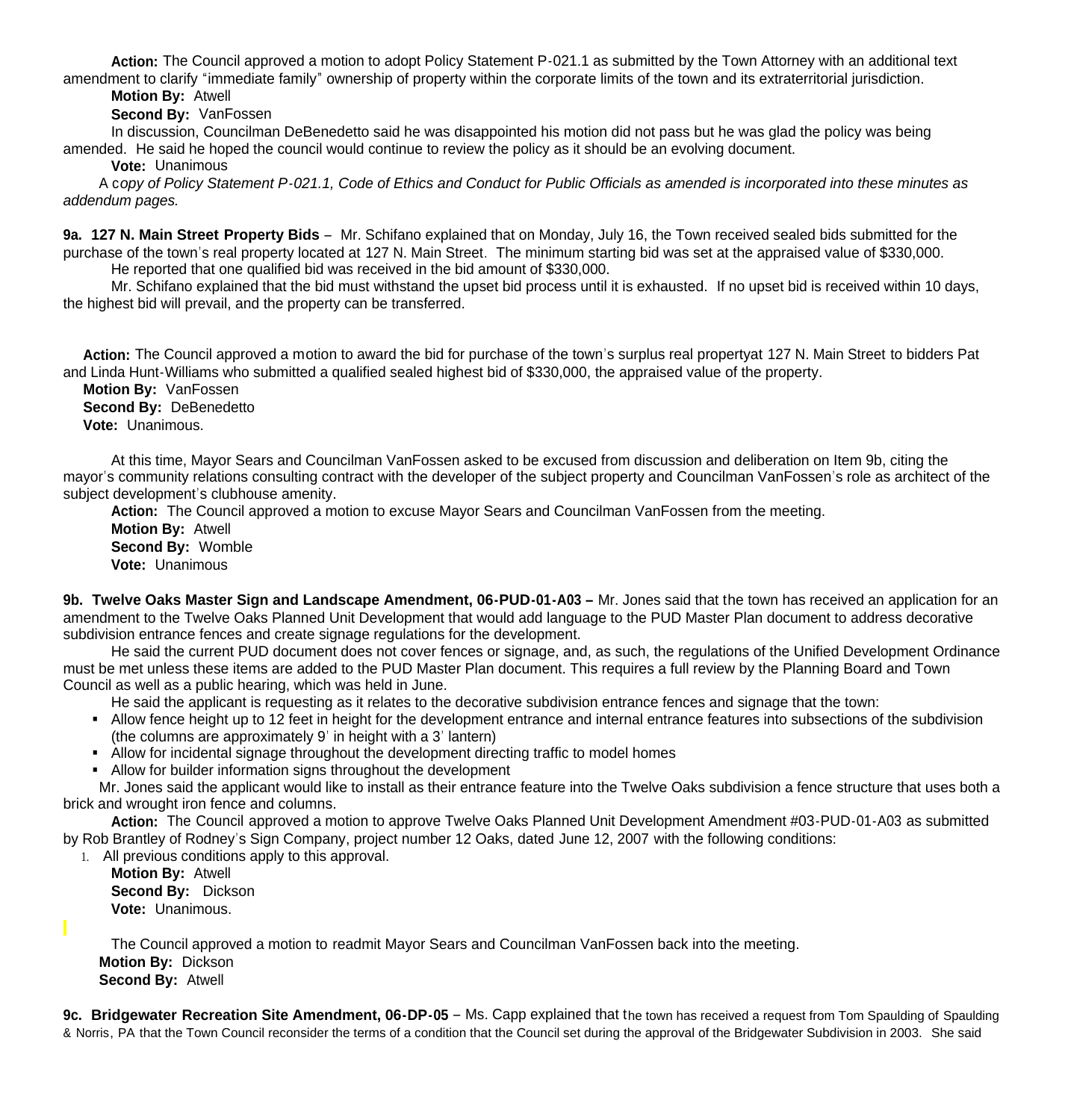**Action:** The Council approved a motion to adopt Policy Statement P-021.1 as submitted by the Town Attorney with an additional text amendment to clarify "immediate family" ownership of property within the corporate limits of the town and its extraterritorial jurisdiction.

**Motion By:** Atwell

**Second By:** VanFossen

In discussion, Councilman DeBenedetto said he was disappointed his motion did not pass but he was glad the policy was being amended. He said he hoped the council would continue to review the policy as it should be an evolving document.

**Vote:** Unanimous

A c*opy of Policy Statement P-021.1, Code of Ethics and Conduct for Public Officials as amended is incorporated into these minutes as addendum pages.*

**9a. 127 N. Main Street Property Bids** – Mr. Schifano explained that on Monday, July 16, the Town received sealed bids submitted for the purchase of the town's real property located at 127 N. Main Street. The minimum starting bid was set at the appraised value of $330,000.

He reported that one qualified bid was received in the bid amount of $330,000.

Mr. Schifano explained that the bid must withstand the upset bid process until it is exhausted. If no upset bid is received within 10 days, the highest bid will prevail, and the property can be transferred.

**Action:** The Council approved a motion to award the bid for purchase of the town's surplus real propertyat 127 N. Main Street to bidders Pat and Linda Hunt-Williams who submitted a qualified sealed highest bid of $330,000, the appraised value of the property.

**Motion By:** VanFossen

**Second By:** DeBenedetto

**Vote:** Unanimous.

At this time, Mayor Sears and Councilman VanFossen asked to be excused from discussion and deliberation on Item 9b, citing the mayor's community relations consulting contract with the developer of the subject property and Councilman VanFossen's role as architect of the subject development's clubhouse amenity.

**Action:** The Council approved a motion to excuse Mayor Sears and Councilman VanFossen from the meeting.

**Motion By:** Atwell

**Second By:** Womble

**Vote:** Unanimous

**9b. Twelve Oaks Master Sign and Landscape Amendment, 06-PUD-01-A03 –** Mr. Jones said that the town has received an application for an amendment to the Twelve Oaks Planned Unit Development that would add language to the PUD Master Plan document to address decorative subdivision entrance fences and create signage regulations for the development.

He said the current PUD document does not cover fences or signage, and, as such, the regulations of the Unified Development Ordinance must be met unless these items are added to the PUD Master Plan document. This requires a full review by the Planning Board and Town Council as well as a public hearing, which was held in June.

He said the applicant is requesting as it relates to the decorative subdivision entrance fences and signage that the town:

- Allow fence height up to 12 feet in height for the development entrance and internal entrance features into subsections of the subdivision (the columns are approximately 9' in height with a 3' lantern)
- Allow for incidental signage throughout the development directing traffic to model homes
- Allow for builder information signs throughout the development

Mr. Jones said the applicant would like to install as their entrance feature into the Twelve Oaks subdivision a fence structure that uses both a brick and wrought iron fence and columns.

**Action:** The Council approved a motion to approve Twelve Oaks Planned Unit Development Amendment #03-PUD-01-A03 as submitted by Rob Brantley of Rodney's Sign Company, project number 12 Oaks, dated June 12, 2007 with the following conditions:

1. All previous conditions apply to this approval.

**Motion By:** Atwell

**Second By:** Dickson

**Vote:** Unanimous.

The Council approved a motion to readmit Mayor Sears and Councilman VanFossen back into the meeting.

**Motion By:** Dickson

**Second By:** Atwell

**9c. Bridgewater Recreation Site Amendment, 06-DP-05** – Ms. Capp explained that the town has received a request from Tom Spaulding of Spaulding & Norris, PA that the Town Council reconsider the terms of a condition that the Council set during the approval of the Bridgewater Subdivision in 2003. She said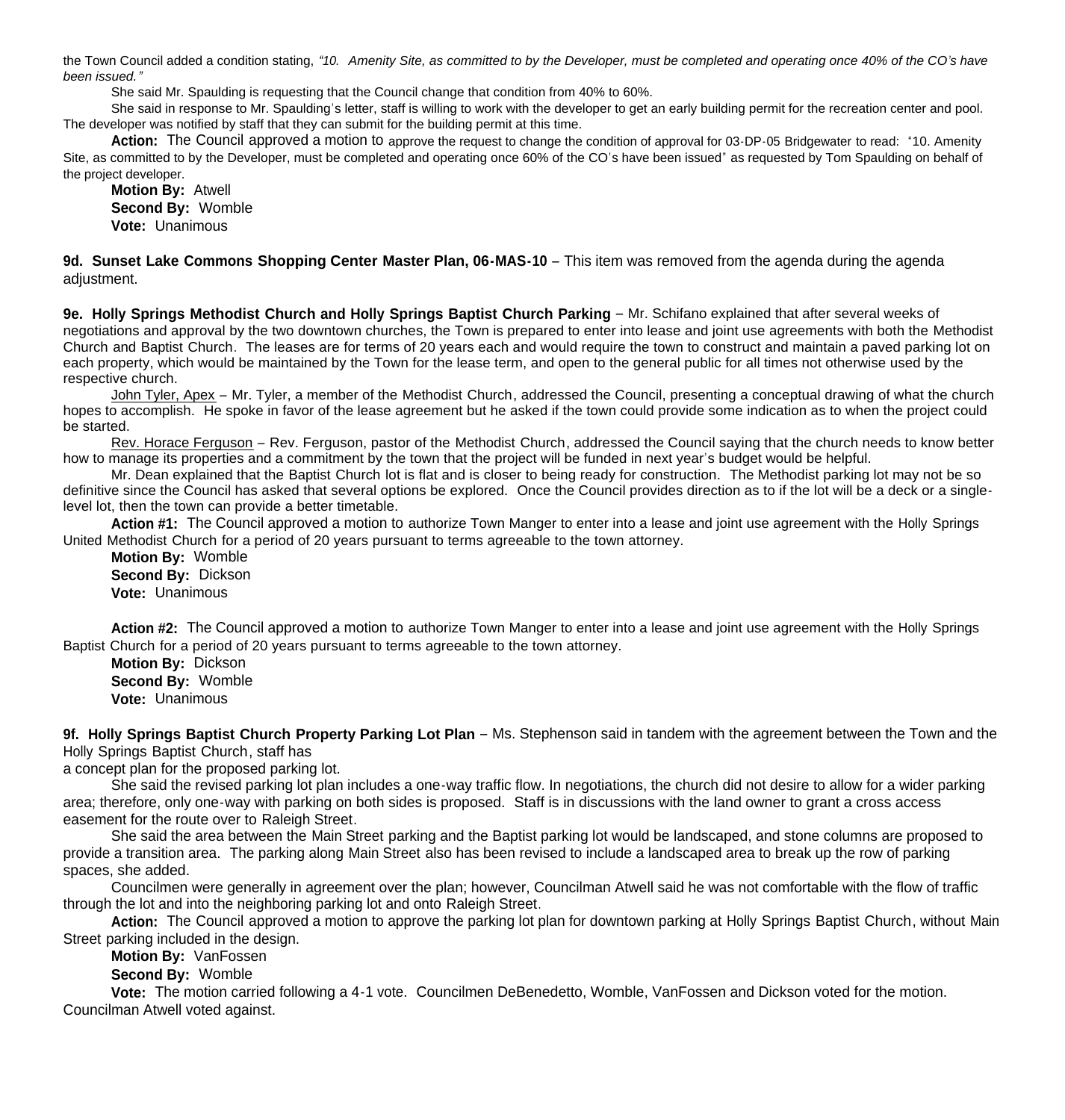the Town Council added a condition stating, *"10. Amenity Site, as committed to by the Developer, must be completed and operating once 40% of the CO's have been issued."*

She said Mr. Spaulding is requesting that the Council change that condition from 40% to 60%.

She said in response to Mr. Spaulding's letter, staff is willing to work with the developer to get an early building permit for the recreation center and pool. The developer was notified by staff that they can submit for the building permit at this time.

**Action:** The Council approved a motion to approve the request to change the condition of approval for 03-DP-05 Bridgewater to read: "10. Amenity Site, as committed to by the Developer, must be completed and operating once 60% of the CO's have been issued" as requested by Tom Spaulding on behalf of the project developer.

**Motion By:** Atwell
**Second By:** Womble
**Vote:** Unanimous

**9d. Sunset Lake Commons Shopping Center Master Plan, 06-MAS-10** – This item was removed from the agenda during the agenda adjustment.

**9e. Holly Springs Methodist Church and Holly Springs Baptist Church Parking** – Mr. Schifano explained that after several weeks of negotiations and approval by the two downtown churches, the Town is prepared to enter into lease and joint use agreements with both the Methodist Church and Baptist Church. The leases are for terms of 20 years each and would require the town to construct and maintain a paved parking lot on each property, which would be maintained by the Town for the lease term, and open to the general public for all times not otherwise used by the respective church.

John Tyler, Apex – Mr. Tyler, a member of the Methodist Church, addressed the Council, presenting a conceptual drawing of what the church hopes to accomplish. He spoke in favor of the lease agreement but he asked if the town could provide some indication as to when the project could be started.

Rev. Horace Ferguson – Rev. Ferguson, pastor of the Methodist Church, addressed the Council saying that the church needs to know better how to manage its properties and a commitment by the town that the project will be funded in next year's budget would be helpful.

Mr. Dean explained that the Baptist Church lot is flat and is closer to being ready for construction. The Methodist parking lot may not be so definitive since the Council has asked that several options be explored. Once the Council provides direction as to if the lot will be a deck or a single-level lot, then the town can provide a better timetable.

**Action #1:** The Council approved a motion to authorize Town Manger to enter into a lease and joint use agreement with the Holly Springs United Methodist Church for a period of 20 years pursuant to terms agreeable to the town attorney.

**Motion By:** Womble
**Second By:** Dickson
**Vote:** Unanimous

**Action #2:** The Council approved a motion to authorize Town Manger to enter into a lease and joint use agreement with the Holly Springs Baptist Church for a period of 20 years pursuant to terms agreeable to the town attorney.

**Motion By:** Dickson
**Second By:** Womble
**Vote:** Unanimous

**9f. Holly Springs Baptist Church Property Parking Lot Plan** – Ms. Stephenson said in tandem with the agreement between the Town and the Holly Springs Baptist Church, staff has a concept plan for the proposed parking lot.

She said the revised parking lot plan includes a one-way traffic flow. In negotiations, the church did not desire to allow for a wider parking area; therefore, only one-way with parking on both sides is proposed. Staff is in discussions with the land owner to grant a cross access easement for the route over to Raleigh Street.

She said the area between the Main Street parking and the Baptist parking lot would be landscaped, and stone columns are proposed to provide a transition area. The parking along Main Street also has been revised to include a landscaped area to break up the row of parking spaces, she added.

Councilmen were generally in agreement over the plan; however, Councilman Atwell said he was not comfortable with the flow of traffic through the lot and into the neighboring parking lot and onto Raleigh Street.

**Action:** The Council approved a motion to approve the parking lot plan for downtown parking at Holly Springs Baptist Church, without Main Street parking included in the design.

**Motion By:** VanFossen
**Second By:** Womble
**Vote:** The motion carried following a 4-1 vote. Councilmen DeBenedetto, Womble, VanFossen and Dickson voted for the motion. Councilman Atwell voted against.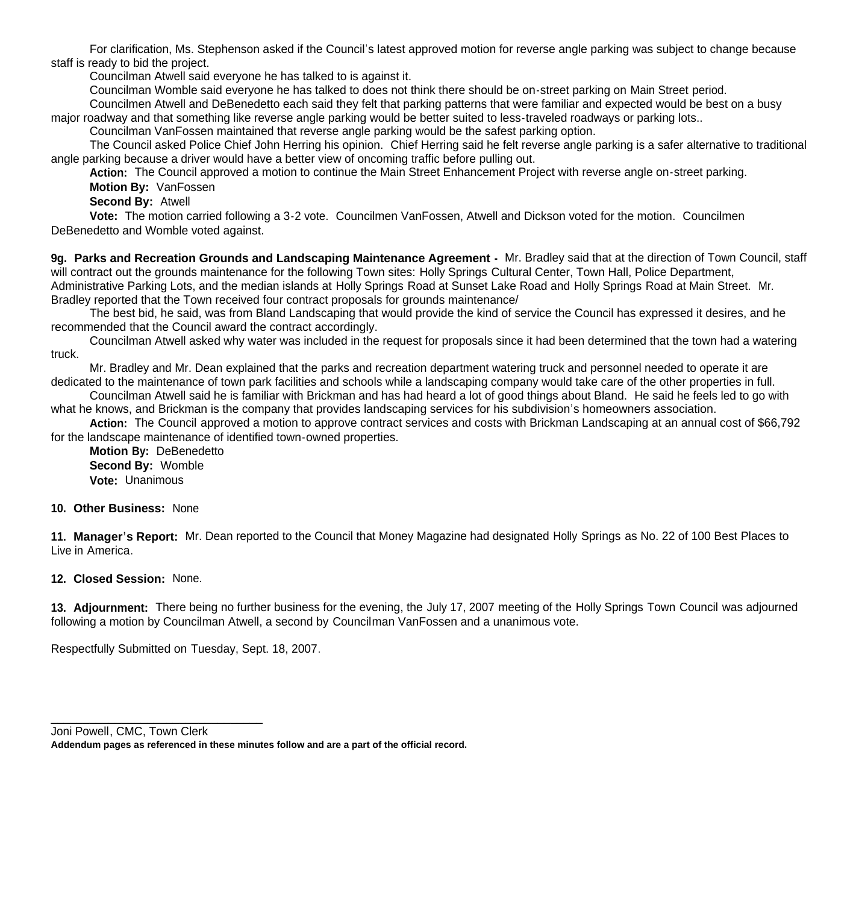For clarification, Ms. Stephenson asked if the Council's latest approved motion for reverse angle parking was subject to change because staff is ready to bid the project.

Councilman Atwell said everyone he has talked to is against it.

Councilman Womble said everyone he has talked to does not think there should be on-street parking on Main Street period.

Councilmen Atwell and DeBenedetto each said they felt that parking patterns that were familiar and expected would be best on a busy major roadway and that something like reverse angle parking would be better suited to less-traveled roadways or parking lots..

Councilman VanFossen maintained that reverse angle parking would be the safest parking option.

The Council asked Police Chief John Herring his opinion. Chief Herring said he felt reverse angle parking is a safer alternative to traditional angle parking because a driver would have a better view of oncoming traffic before pulling out.

**Action:** The Council approved a motion to continue the Main Street Enhancement Project with reverse angle on-street parking.

**Motion By:** VanFossen

**Second By:** Atwell

**Vote:** The motion carried following a 3-2 vote. Councilmen VanFossen, Atwell and Dickson voted for the motion. Councilmen DeBenedetto and Womble voted against.

**9g. Parks and Recreation Grounds and Landscaping Maintenance Agreement -** Mr. Bradley said that at the direction of Town Council, staff will contract out the grounds maintenance for the following Town sites: Holly Springs Cultural Center, Town Hall, Police Department, Administrative Parking Lots, and the median islands at Holly Springs Road at Sunset Lake Road and Holly Springs Road at Main Street. Mr. Bradley reported that the Town received four contract proposals for grounds maintenance/

The best bid, he said, was from Bland Landscaping that would provide the kind of service the Council has expressed it desires, and he recommended that the Council award the contract accordingly.

Councilman Atwell asked why water was included in the request for proposals since it had been determined that the town had a watering truck.

Mr. Bradley and Mr. Dean explained that the parks and recreation department watering truck and personnel needed to operate it are dedicated to the maintenance of town park facilities and schools while a landscaping company would take care of the other properties in full.

Councilman Atwell said he is familiar with Brickman and has had heard a lot of good things about Bland. He said he feels led to go with what he knows, and Brickman is the company that provides landscaping services for his subdivision's homeowners association.

**Action:** The Council approved a motion to approve contract services and costs with Brickman Landscaping at an annual cost of $66,792 for the landscape maintenance of identified town-owned properties.

**Motion By:** DeBenedetto

**Second By:** Womble

**Vote:** Unanimous

**10. Other Business:** None

**11. Manager's Report:** Mr. Dean reported to the Council that Money Magazine had designated Holly Springs as No. 22 of 100 Best Places to Live in America.

**12. Closed Session:** None.

**13. Adjournment:** There being no further business for the evening, the July 17, 2007 meeting of the Holly Springs Town Council was adjourned following a motion by Councilman Atwell, a second by Councilman VanFossen and a unanimous vote.

Respectfully Submitted on Tuesday, Sept. 18, 2007.

_______________________________

Joni Powell, CMC, Town Clerk

**Addendum pages as referenced in these minutes follow and are a part of the official record.**